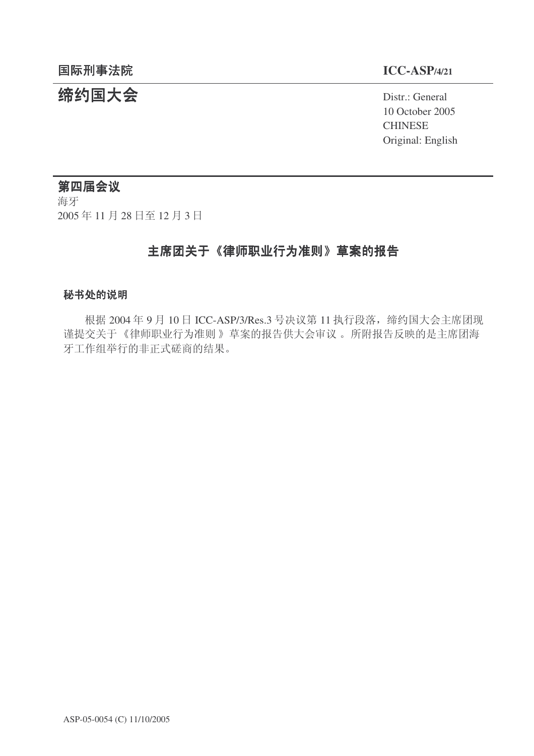国际刑事法院

**ICC-ASP/4/21**

# 缔约国大会

Distr.: General
10 October 2005
CHINESE
Original: English

## 第四届会议

海牙
2005 年 11 月 28 日至 12 月 3 日

## 主席团关于《律师职业行为准则》草案的报告

### 秘书处的说明

根据 2004 年 9 月 10 日 ICC-ASP/3/Res.3 号决议第 11 执行段落，缔约国大会主席团现谨提交关于《律师职业行为准则》草案的报告供大会审议。所附报告反映的是主席团海牙工作组举行的非正式磋商的结果。

ASP-05-0054 (C) 11/10/2005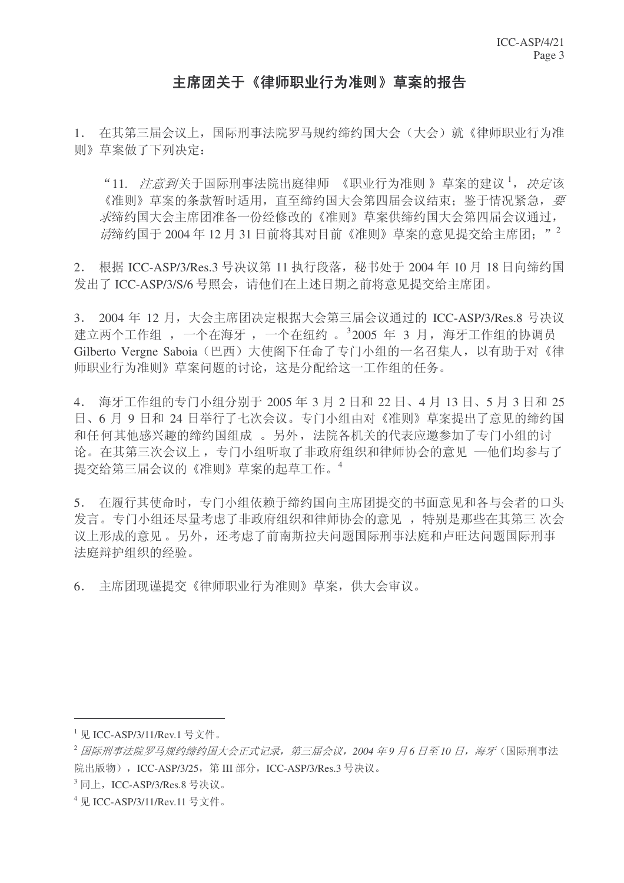# 主席团关于《律师职业行为准则》草案的报告

1． 在其第三届会议上，国际刑事法院罗马规约缔约国大会（大会）就《律师职业行为准则》草案做了下列决定：

> “11. *注意到*关于国际刑事法院出庭律师 《职业行为准则 》草案的建议[1]，*决定*该《准则》草案的条款暂时适用，直至缔约国大会第四届会议结束；鉴于情况紧急，*要求*缔约国大会主席团准备一份经修改的《准则》草案供缔约国大会第四届会议通过，*请*缔约国于 2004 年 12 月 31 日前将其对目前《准则》草案的意见提交给主席团；”[2]

2． 根据 ICC-ASP/3/Res.3 号决议第 11 执行段落，秘书处于 2004 年 10 月 18 日向缔约国发出了 ICC-ASP/3/S/6 号照会，请他们在上述日期之前将意见提交给主席团。

3． 2004 年 12 月，大会主席团决定根据大会第三届会议通过的 ICC-ASP/3/Res.8 号决议建立两个工作组 ，一个在海牙 ，一个在纽约 。[3]2005 年 3 月，海牙工作组的协调员 Gilberto Vergne Saboia（巴西）大使阁下任命了专门小组的一名召集人，以有助于对《律师职业行为准则》草案问题的讨论，这是分配给这一工作组的任务。

4． 海牙工作组的专门小组分别于 2005 年 3 月 2 日和 22 日、4 月 13 日、5 月 3 日和 25 日、6 月 9 日和 24 日举行了七次会议。专门小组由对《准则》草案提出了意见的缔约国和任何其他感兴趣的缔约国组成 。另外，法院各机关的代表应邀参加了专门小组的讨论。在其第三次会议上，专门小组听取了非政府组织和律师协会的意见 —他们均参与了提交给第三届会议的《准则》草案的起草工作。[4]

5． 在履行其使命时，专门小组依赖于缔约国向主席团提交的书面意见和各与会者的口头发言。专门小组还尽量考虑了非政府组织和律师协会的意见 ，特别是那些在其第三 次会议上形成的意见 。另外，还考虑了前南斯拉夫问题国际刑事法庭和卢旺达问题国际刑事法庭辩护组织的经验。

6． 主席团现谨提交《律师职业行为准则》草案，供大会审议。

---

[1] 见 ICC-ASP/3/11/Rev.1 号文件。

[2] *国际刑事法院罗马规约缔约国大会正式记录，第三届会议，2004 年 9 月 6 日至 10 日，海牙*（国际刑事法院出版物），ICC-ASP/3/25，第 III 部分，ICC-ASP/3/Res.3 号决议。

[3] 同上，ICC-ASP/3/Res.8 号决议。

[4] 见 ICC-ASP/3/11/Rev.11 号文件。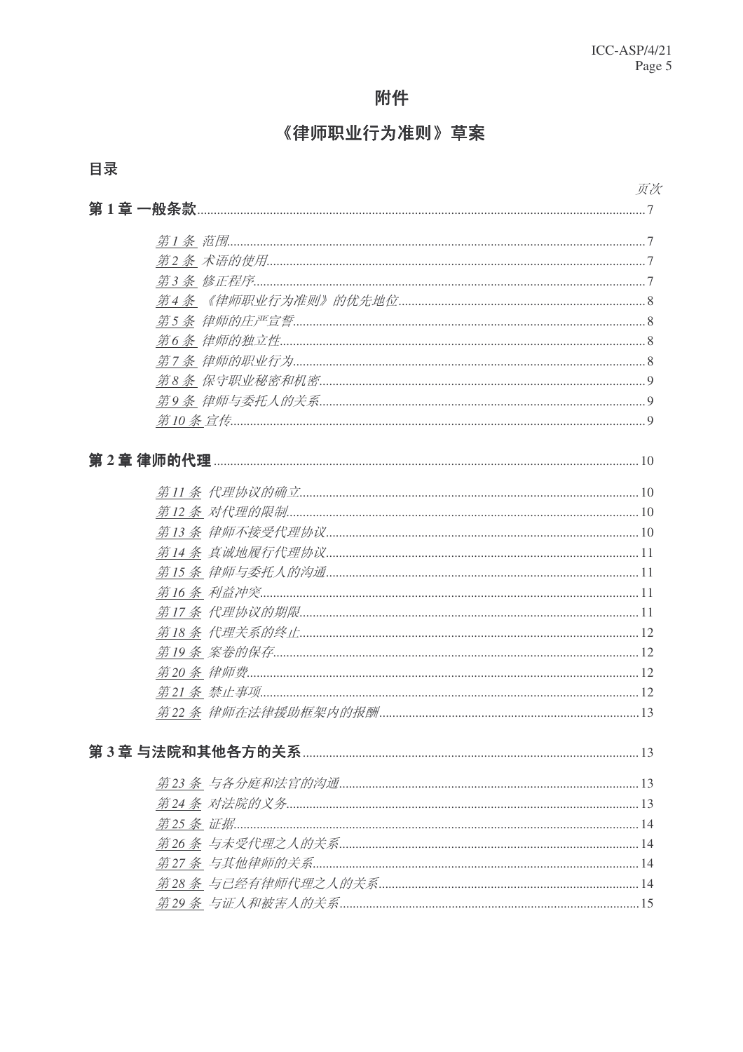# 附件

## 《律师职业行为准则》草案

**目录**

*页次*

**第 1 章 一般条款**......7

- *第 1 条 范围*......7
- *第 2 条 术语的使用*......7
- *第 3 条 修正程序*......7
- *第 4 条 《律师职业行为准则》的优先地位*......8
- *第 5 条 律师的庄严宣誓*......8
- *第 6 条 律师的独立性*......8
- *第 7 条 律师的职业行为*......8
- *第 8 条 保守职业秘密和机密*......9
- *第 9 条 律师与委托人的关系*......9
- *第 10 条 宣传*......9

**第 2 章 律师的代理**......10

- *第 11 条 代理协议的确立*......10
- *第 12 条 对代理的限制*......10
- *第 13 条 律师不接受代理协议*......10
- *第 14 条 真诚地履行代理协议*......11
- *第 15 条 律师与委托人的沟通*......11
- *第 16 条 利益冲突*......11
- *第 17 条 代理协议的期限*......11
- *第 18 条 代理关系的终止*......12
- *第 19 条 案卷的保存*......12
- *第 20 条 律师费*......12
- *第 21 条 禁止事项*......12
- *第 22 条 律师在法律援助框架内的报酬*......13

**第 3 章 与法院和其他各方的关系**......13

- *第 23 条 与各分庭和法官的沟通*......13
- *第 24 条 对法院的义务*......13
- *第 25 条 证据*......14
- *第 26 条 与未受代理之人的关系*......14
- *第 27 条 与其他律师的关系*......14
- *第 28 条 与已经有律师代理之人的关系*......14
- *第 29 条 与证人和被害人的关系*......15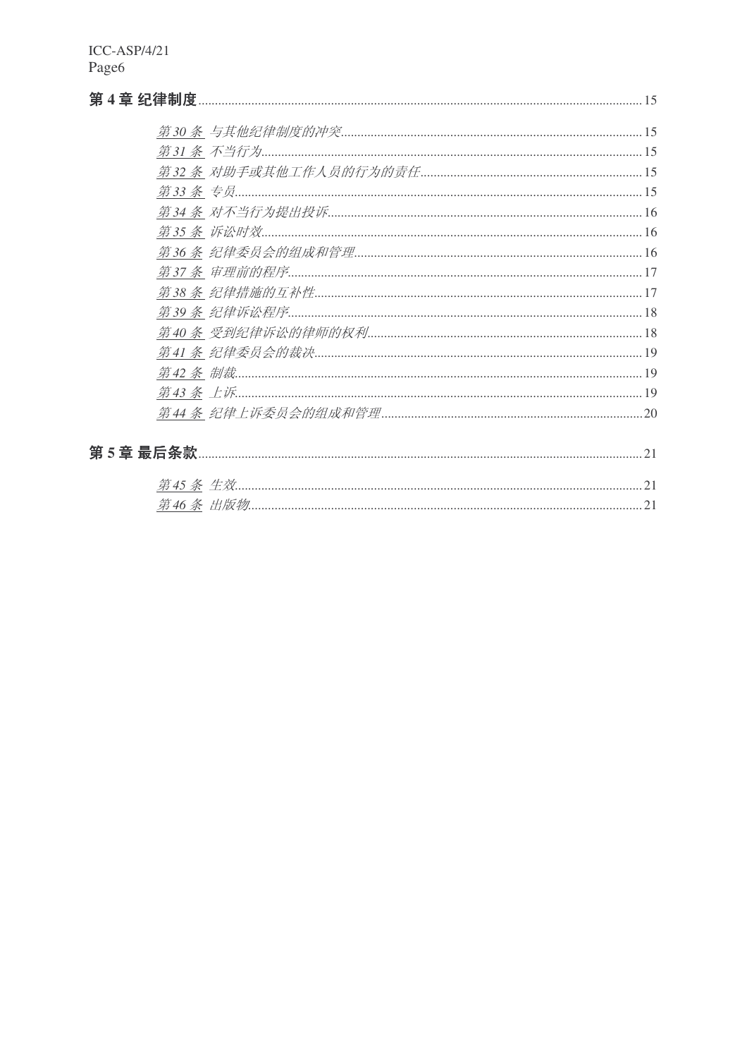**第 4 章 纪律制度** ........................................................................................................................ 15

*第 30 条 与其他纪律制度的冲突* ........................................................................................ 15
*第 31 条 不当行为* ................................................................................................................ 15
*第 32 条 对助手或其他工作人员的行为的责任* ................................................................. 15
*第 33 条 专员* ........................................................................................................................ 15
*第 34 条 对不当行为提出投诉* ............................................................................................ 16
*第 35 条 诉讼时效* ................................................................................................................ 16
*第 36 条 纪律委员会的组成和管理* .................................................................................... 16
*第 37 条 审理前的程序* ........................................................................................................ 17
*第 38 条 纪律措施的互补性* ................................................................................................ 17
*第 39 条 纪律诉讼程序* ........................................................................................................ 18
*第 40 条 受到纪律诉讼的律师的权利* ................................................................................ 18
*第 41 条 纪律委员会的裁决* ................................................................................................ 19
*第 42 条 制裁* ........................................................................................................................ 19
*第 43 条 上诉* ........................................................................................................................ 19
*第 44 条 纪律上诉委员会的组成和管理* ............................................................................ 20

**第 5 章 最后条款** ........................................................................................................................ 21

*第 45 条 生效* ........................................................................................................................ 21
*第 46 条 出版物* .................................................................................................................... 21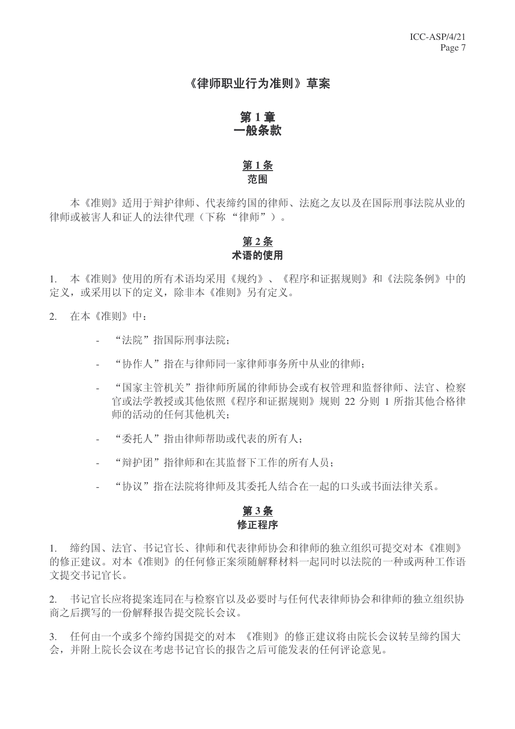# 《律师职业行为准则》草案

## 第 1 章
## 一般条款

### 第 1 条
### 范围

本《准则》适用于辩护律师、代表缔约国的律师、法庭之友以及在国际刑事法院从业的律师或被害人和证人的法律代理（下称 “律师”）。

### 第 2 条
### 术语的使用

1. 本《准则》使用的所有术语均采用《规约》、《程序和证据规则》和《法院条例》中的定义，或采用以下的定义，除非本《准则》另有定义。

2. 在本《准则》中：

- “法院”指国际刑事法院；
- “协作人”指在与律师同一家律师事务所中从业的律师；
- “国家主管机关”指律师所属的律师协会或有权管理和监督律师、法官、检察官或法学教授或其他依照《程序和证据规则》规则 22 分则 1 所指其他合格律师的活动的任何其他机关；
- “委托人”指由律师帮助或代表的所有人；
- “辩护团”指律师和在其监督下工作的所有人员；
- “协议”指在法院将律师及其委托人结合在一起的口头或书面法律关系。

### 第 3 条
### 修正程序

1. 缔约国、法官、书记官长、律师和代表律师协会和律师的独立组织可提交对本《准则》的修正建议。对本《准则》的任何修正案须随解释材料一起同时以法院的一种或两种工作语文提交书记官长。

2. 书记官长应将提案连同在与检察官以及必要时与任何代表律师协会和律师的独立组织协商之后撰写的一份解释报告提交院长会议。

3. 任何由一个或多个缔约国提交的对本 《准则》的修正建议将由院长会议转呈缔约国大会，并附上院长会议在考虑书记官长的报告之后可能发表的任何评论意见。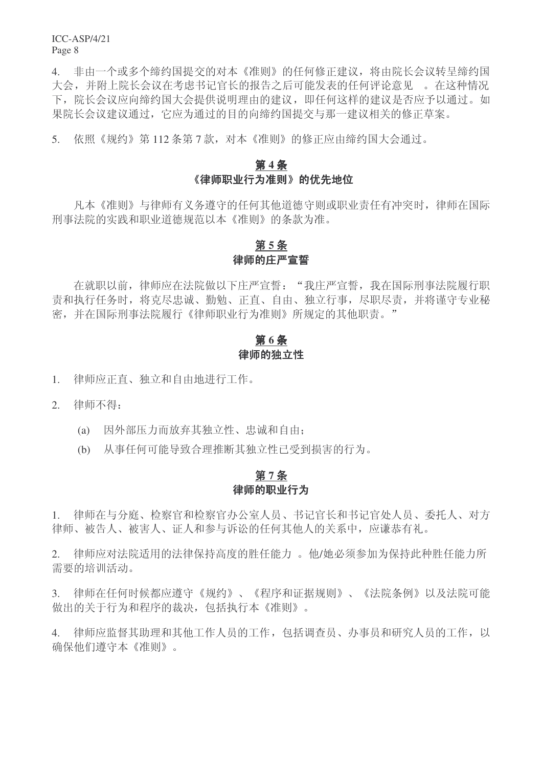4. 非由一个或多个缔约国提交的对本《准则》的任何修正建议，将由院长会议转呈缔约国大会，并附上院长会议在考虑书记官长的报告之后可能发表的任何评论意见 。在这种情况下，院长会议应向缔约国大会提供说明理由的建议，即任何这样的建议是否应予以通过。如果院长会议建议通过，它应为通过的目的向缔约国提交与那一建议相关的修正草案。

5. 依照《规约》第 112 条第 7 款，对本《准则》的修正应由缔约国大会通过。

## 第 4 条
## 《律师职业行为准则》的优先地位

凡本《准则》与律师有义务遵守的任何其他道德守则或职业责任有冲突时，律师在国际刑事法院的实践和职业道德规范以本《准则》的条款为准。

## 第 5 条
## 律师的庄严宣誓

在就职以前，律师应在法院做以下庄严宣誓：“我庄严宣誓，我在国际刑事法院履行职责和执行任务时，将克尽忠诚、勤勉、正直、自由、独立行事，尽职尽责，并将谨守专业秘密，并在国际刑事法院履行《律师职业行为准则》所规定的其他职责。”

## 第 6 条
## 律师的独立性

1. 律师应正直、独立和自由地进行工作。

2. 律师不得：

   (a) 因外部压力而放弃其独立性、忠诚和自由；

   (b) 从事任何可能导致合理推断其独立性已受到损害的行为。

## 第 7 条
## 律师的职业行为

1. 律师在与分庭、检察官和检察官办公室人员、书记官长和书记官处人员、委托人、对方律师、被告人、被害人、证人和参与诉讼的任何其他人的关系中，应谦恭有礼。

2. 律师应对法院适用的法律保持高度的胜任能力 。他/她必须参加为保持此种胜任能力所需要的培训活动。

3. 律师在任何时候都应遵守《规约》、《程序和证据规则》、《法院条例》以及法院可能做出的关于行为和程序的裁决，包括执行本《准则》。

4. 律师应监督其助理和其他工作人员的工作，包括调查员、办事员和研究人员的工作，以确保他们遵守本《准则》。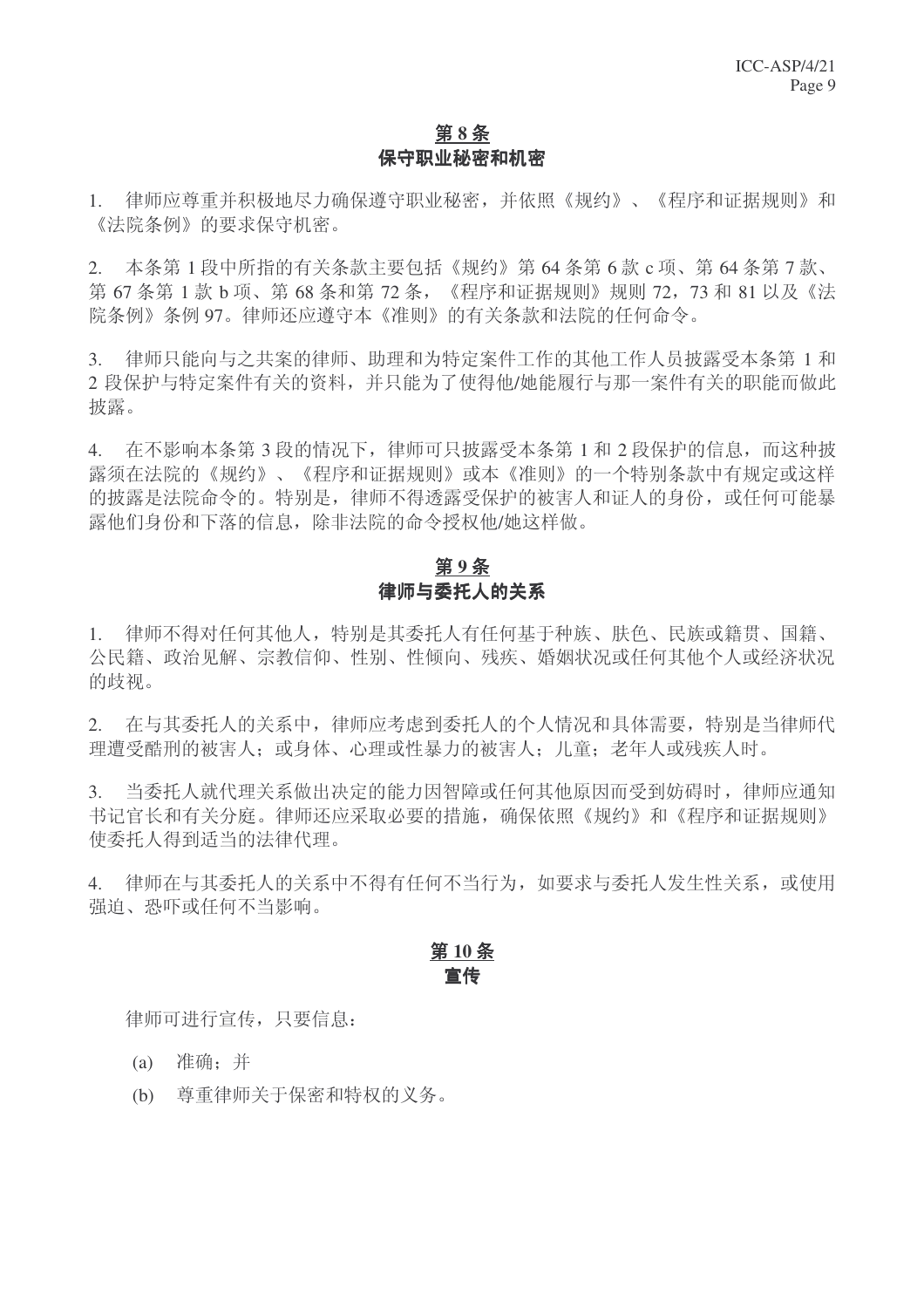## 第 8 条
## 保守职业秘密和机密

1. 律师应尊重并积极地尽力确保遵守职业秘密，并依照《规约》、《程序和证据规则》和《法院条例》的要求保守机密。

2. 本条第 1 段中所指的有关条款主要包括《规约》第 64 条第 6 款 c 项、第 64 条第 7 款、第 67 条第 1 款 b 项、第 68 条和第 72 条，《程序和证据规则》规则 72，73 和 81 以及《法院条例》条例 97。律师还应遵守本《准则》的有关条款和法院的任何命令。

3. 律师只能向与之共案的律师、助理和为特定案件工作的其他工作人员披露受本条第 1 和 2 段保护与特定案件有关的资料，并只能为了使得他/她能履行与那一案件有关的职能而做此披露。

4. 在不影响本条第 3 段的情况下，律师可只披露受本条第 1 和 2 段保护的信息，而这种披露须在法院的《规约》、《程序和证据规则》或本《准则》的一个特别条款中有规定或这样的披露是法院命令的。特别是，律师不得透露受保护的被害人和证人的身份，或任何可能暴露他们身份和下落的信息，除非法院的命令授权他/她这样做。

## 第 9 条
## 律师与委托人的关系

1. 律师不得对任何其他人，特别是其委托人有任何基于种族、肤色、民族或籍贯、国籍、公民籍、政治见解、宗教信仰、性别、性倾向、残疾、婚姻状况或任何其他个人或经济状况的歧视。

2. 在与其委托人的关系中，律师应考虑到委托人的个人情况和具体需要，特别是当律师代理遭受酷刑的被害人；或身体、心理或性暴力的被害人；儿童；老年人或残疾人时。

3. 当委托人就代理关系做出决定的能力因智障或任何其他原因而受到妨碍时，律师应通知书记官长和有关分庭。律师还应采取必要的措施，确保依照《规约》和《程序和证据规则》使委托人得到适当的法律代理。

4. 律师在与其委托人的关系中不得有任何不当行为，如要求与委托人发生性关系，或使用强迫、恐吓或任何不当影响。

## 第 10 条
## 宣传

律师可进行宣传，只要信息：

(a) 准确；并

(b) 尊重律师关于保密和特权的义务。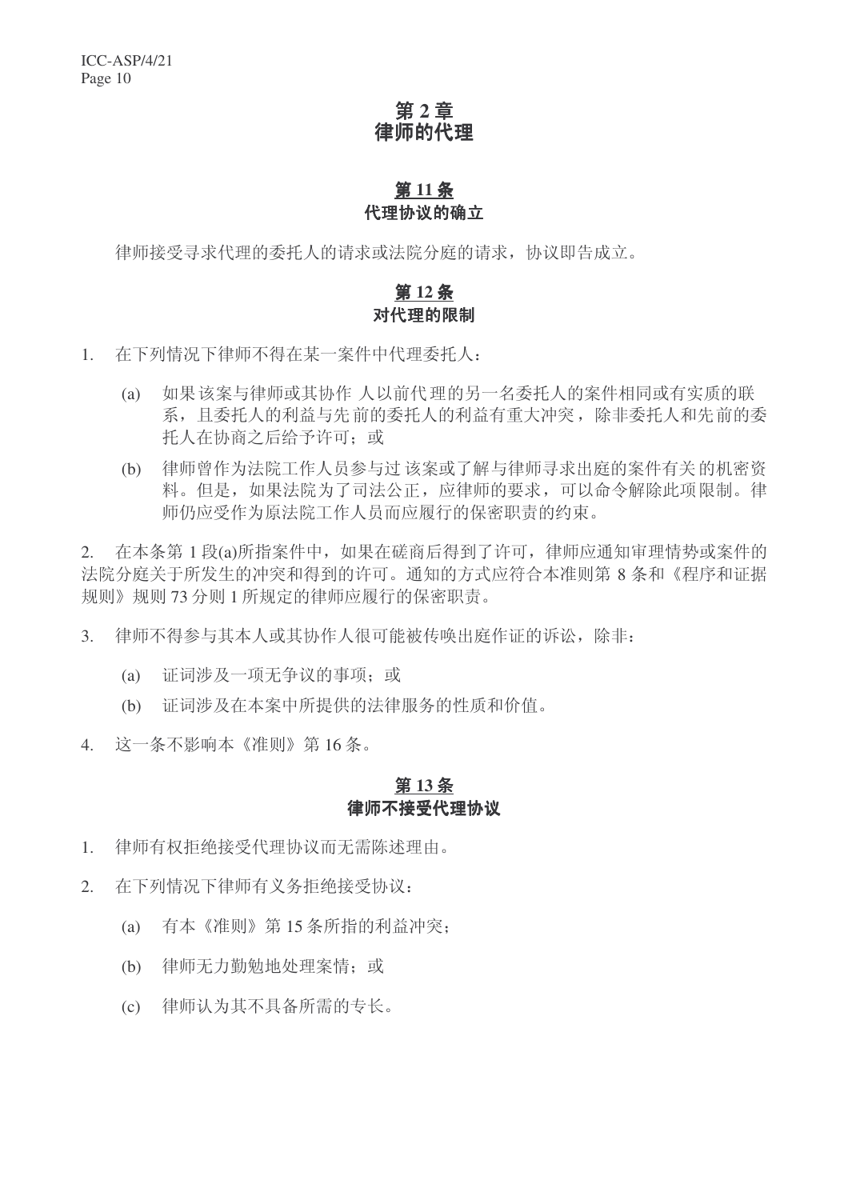## 第 2 章
## 律师的代理

### 第 11 条
### 代理协议的确立

律师接受寻求代理的委托人的请求或法院分庭的请求，协议即告成立。

### 第 12 条
### 对代理的限制

1. 在下列情况下律师不得在某一案件中代理委托人：

   (a) 如果该案与律师或其协作人以前代理的另一名委托人的案件相同或有实质的联系，且委托人的利益与先前的委托人的利益有重大冲突，除非委托人和先前的委托人在协商之后给予许可；或

   (b) 律师曾作为法院工作人员参与过该案或了解与律师寻求出庭的案件有关的机密资料。但是，如果法院为了司法公正，应律师的要求，可以命令解除此项限制。律师仍应受作为原法院工作人员而应履行的保密职责的约束。

2. 在本条第 1 段(a)所指案件中，如果在磋商后得到了许可，律师应通知审理情势或案件的法院分庭关于所发生的冲突和得到的许可。通知的方式应符合本准则第 8 条和《程序和证据规则》规则 73 分则 1 所规定的律师应履行的保密职责。

3. 律师不得参与其本人或其协作人很可能被传唤出庭作证的诉讼，除非：

   (a) 证词涉及一项无争议的事项；或

   (b) 证词涉及在本案中所提供的法律服务的性质和价值。

4. 这一条不影响本《准则》第 16 条。

### 第 13 条
### 律师不接受代理协议

1. 律师有权拒绝接受代理协议而无需陈述理由。

2. 在下列情况下律师有义务拒绝接受协议：

   (a) 有本《准则》第 15 条所指的利益冲突；

   (b) 律师无力勤勉地处理案情；或

   (c) 律师认为其不具备所需的专长。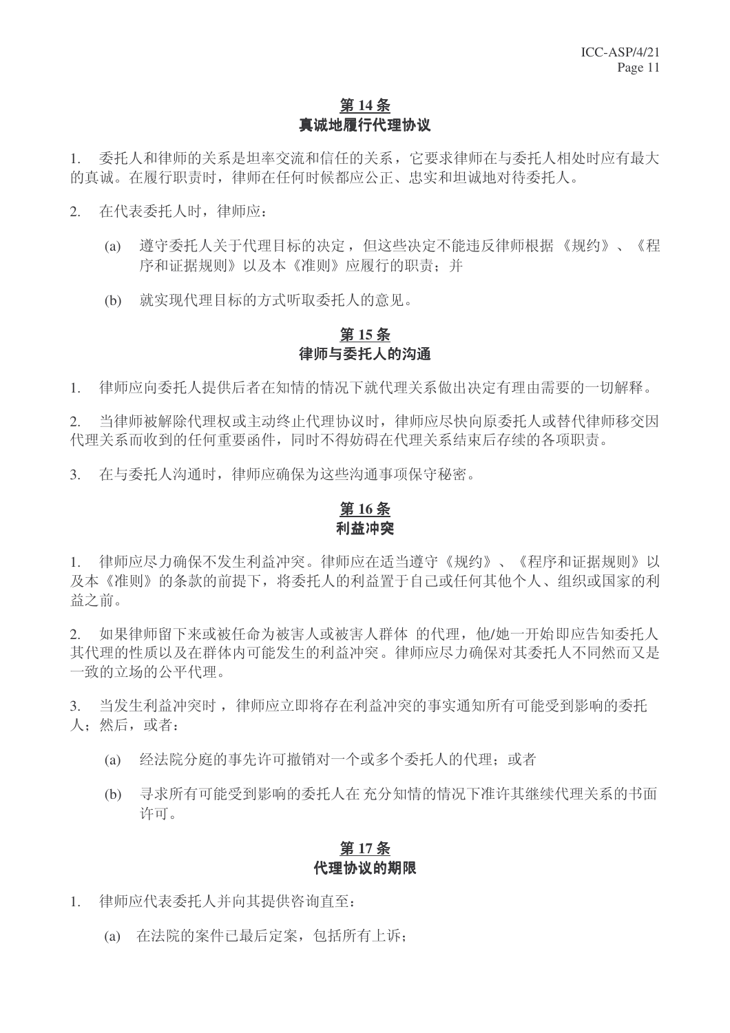## 第 14 条
## 真诚地履行代理协议

1. 委托人和律师的关系是坦率交流和信任的关系，它要求律师在与委托人相处时应有最大的真诚。在履行职责时，律师在任何时候都应公正、忠实和坦诚地对待委托人。

2. 在代表委托人时，律师应：

   (a) 遵守委托人关于代理目标的决定，但这些决定不能违反律师根据《规约》、《程序和证据规则》以及本《准则》应履行的职责；并

   (b) 就实现代理目标的方式听取委托人的意见。

## 第 15 条
## 律师与委托人的沟通

1. 律师应向委托人提供后者在知情的情况下就代理关系做出决定有理由需要的一切解释。

2. 当律师被解除代理权或主动终止代理协议时，律师应尽快向原委托人或替代律师移交因代理关系而收到的任何重要函件，同时不得妨碍在代理关系结束后存续的各项职责。

3. 在与委托人沟通时，律师应确保为这些沟通事项保守秘密。

## 第 16 条
## 利益冲突

1. 律师应尽力确保不发生利益冲突。律师应在适当遵守《规约》、《程序和证据规则》以及本《准则》的条款的前提下，将委托人的利益置于自己或任何其他个人、组织或国家的利益之前。

2. 如果律师留下来或被任命为被害人或被害人群体 的代理，他/她一开始即应告知委托人其代理的性质以及在群体内可能发生的利益冲突。律师应尽力确保对其委托人不同然而又是一致的立场的公平代理。

3. 当发生利益冲突时， 律师应立即将存在利益冲突的事实通知所有可能受到影响的委托人；然后，或者：

   (a) 经法院分庭的事先许可撤销对一个或多个委托人的代理；或者

   (b) 寻求所有可能受到影响的委托人在 充分知情的情况下准许其继续代理关系的书面许可。

## 第 17 条
## 代理协议的期限

1. 律师应代表委托人并向其提供咨询直至：

   (a) 在法院的案件已最后定案，包括所有上诉；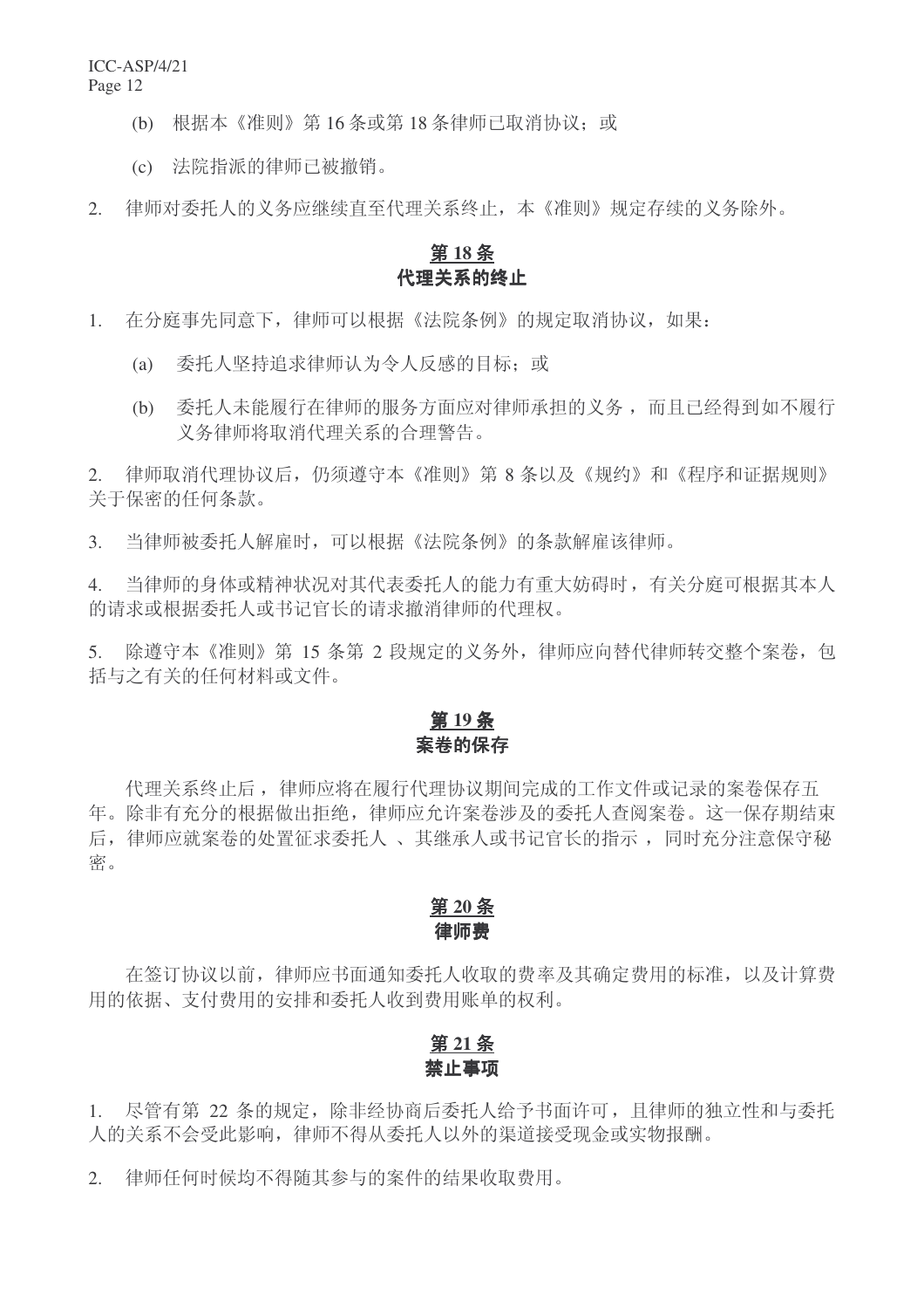(b) 根据本《准则》第 16 条或第 18 条律师已取消协议；或

(c) 法院指派的律师已被撤销。

2. 律师对委托人的义务应继续直至代理关系终止，本《准则》规定存续的义务除外。

## 第 18 条
## 代理关系的终止

1. 在分庭事先同意下，律师可以根据《法院条例》的规定取消协议，如果：

(a) 委托人坚持追求律师认为令人反感的目标；或

(b) 委托人未能履行在律师的服务方面应对律师承担的义务，而且已经得到如不履行义务律师将取消代理关系的合理警告。

2. 律师取消代理协议后，仍须遵守本《准则》第 8 条以及《规约》和《程序和证据规则》关于保密的任何条款。

3. 当律师被委托人解雇时，可以根据《法院条例》的条款解雇该律师。

4. 当律师的身体或精神状况对其代表委托人的能力有重大妨碍时，有关分庭可根据其本人的请求或根据委托人或书记官长的请求撤消律师的代理权。

5. 除遵守本《准则》第 15 条第 2 段规定的义务外，律师应向替代律师转交整个案卷，包括与之有关的任何材料或文件。

## 第 19 条
## 案卷的保存

代理关系终止后，律师应将在履行代理协议期间完成的工作文件或记录的案卷保存五年。除非有充分的根据做出拒绝，律师应允许案卷涉及的委托人查阅案卷。这一保存期结束后，律师应就案卷的处置征求委托人、其继承人或书记官长的指示，同时充分注意保守秘密。

## 第 20 条
## 律师费

在签订协议以前，律师应书面通知委托人收取的费率及其确定费用的标准，以及计算费用的依据、支付费用的安排和委托人收到费用账单的权利。

## 第 21 条
## 禁止事项

1. 尽管有第 22 条的规定，除非经协商后委托人给予书面许可，且律师的独立性和与委托人的关系不会受此影响，律师不得从委托人以外的渠道接受现金或实物报酬。

2. 律师任何时候均不得随其参与的案件的结果收取费用。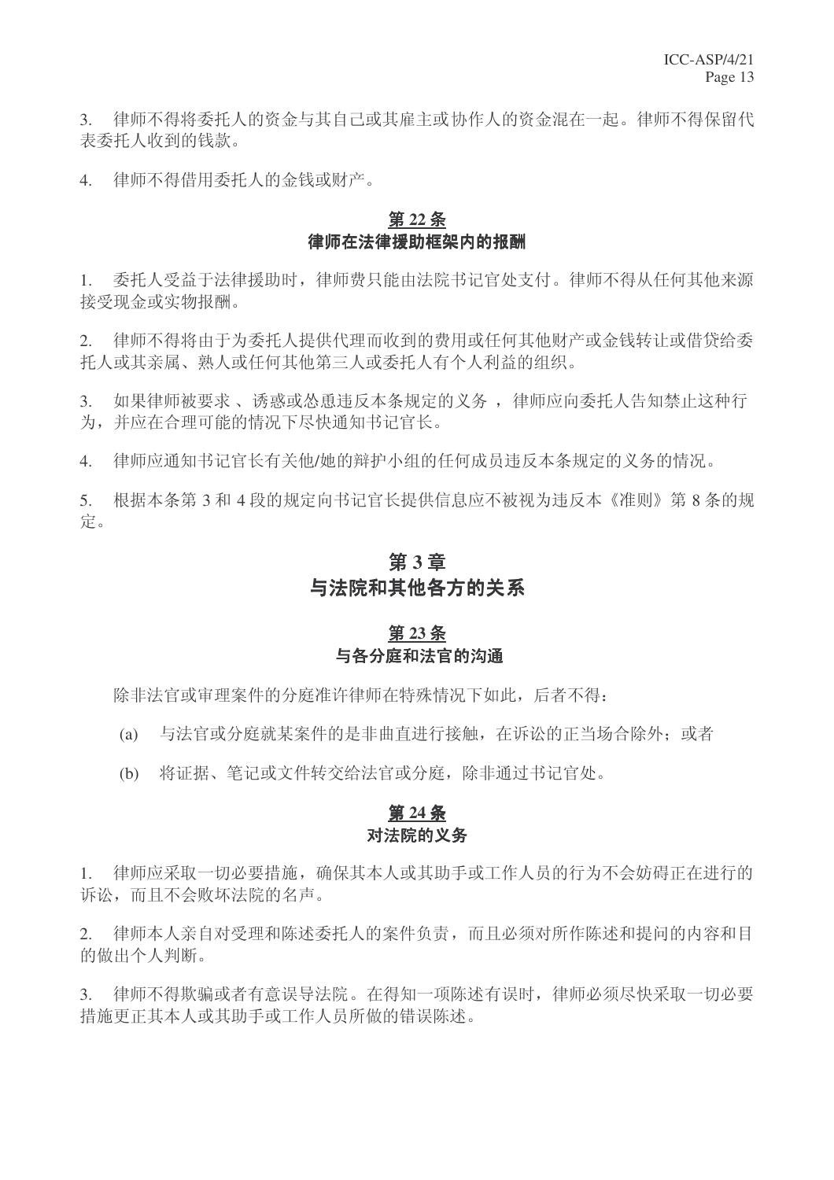3. 律师不得将委托人的资金与其自己或其雇主或协作人的资金混在一起。律师不得保留代表委托人收到的钱款。

4. 律师不得借用委托人的金钱或财产。

### 第 22 条
### 律师在法律援助框架内的报酬

1. 委托人受益于法律援助时，律师费只能由法院书记官处支付。律师不得从任何其他来源接受现金或实物报酬。

2. 律师不得将由于为委托人提供代理而收到的费用或任何其他财产或金钱转让或借贷给委托人或其亲属、熟人或任何其他第三人或委托人有个人利益的组织。

3. 如果律师被要求、诱惑或怂恿违反本条规定的义务，律师应向委托人告知禁止这种行为，并应在合理可能的情况下尽快通知书记官长。

4. 律师应通知书记官长有关他/她的辩护小组的任何成员违反本条规定的义务的情况。

5. 根据本条第 3 和 4 段的规定向书记官长提供信息应不被视为违反本《准则》第 8 条的规定。

## 第 3 章
## 与法院和其他各方的关系

### 第 23 条
### 与各分庭和法官的沟通

除非法官或审理案件的分庭准许律师在特殊情况下如此，后者不得：

(a) 与法官或分庭就某案件的是非曲直进行接触，在诉讼的正当场合除外；或者

(b) 将证据、笔记或文件转交给法官或分庭，除非通过书记官处。

### 第 24 条
### 对法院的义务

1. 律师应采取一切必要措施，确保其本人或其助手或工作人员的行为不会妨碍正在进行的诉讼，而且不会败坏法院的名声。

2. 律师本人亲自对受理和陈述委托人的案件负责，而且必须对所作陈述和提问的内容和目的做出个人判断。

3. 律师不得欺骗或者有意误导法院。在得知一项陈述有误时，律师必须尽快采取一切必要措施更正其本人或其助手或工作人员所做的错误陈述。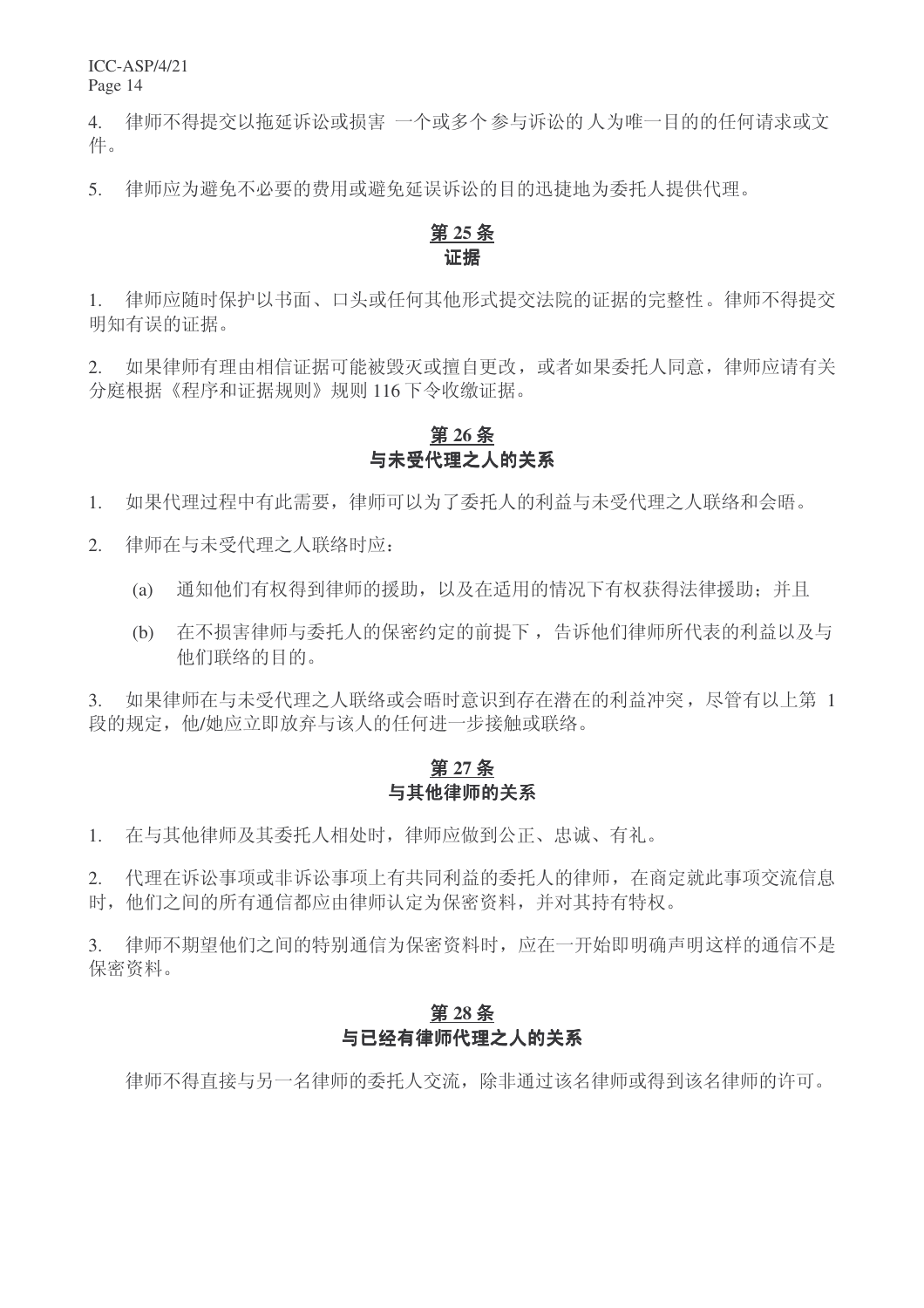4. 律师不得提交以拖延诉讼或损害 一个或多个 参与诉讼的 人为唯一目的的任何请求或文件。

5. 律师应为避免不必要的费用或避免延误诉讼的目的迅捷地为委托人提供代理。

## 第 25 条
## 证据

1. 律师应随时保护以书面、口头或任何其他形式提交法院的证据的完整性。律师不得提交明知有误的证据。

2. 如果律师有理由相信证据可能被毁灭或擅自更改，或者如果委托人同意，律师应请有关分庭根据《程序和证据规则》规则 116 下令收缴证据。

## 第 26 条
## 与未受代理之人的关系

1. 如果代理过程中有此需要，律师可以为了委托人的利益与未受代理之人联络和会晤。

2. 律师在与未受代理之人联络时应：

   (a) 通知他们有权得到律师的援助，以及在适用的情况下有权获得法律援助；并且

   (b) 在不损害律师与委托人的保密约定的前提下，告诉他们律师所代表的利益以及与他们联络的目的。

3. 如果律师在与未受代理之人联络或会晤时意识到存在潜在的利益冲突，尽管有以上第 1 段的规定，他/她应立即放弃与该人的任何进一步接触或联络。

## 第 27 条
## 与其他律师的关系

1. 在与其他律师及其委托人相处时，律师应做到公正、忠诚、有礼。

2. 代理在诉讼事项或非诉讼事项上有共同利益的委托人的律师，在商定就此事项交流信息时，他们之间的所有通信都应由律师认定为保密资料，并对其持有特权。

3. 律师不期望他们之间的特别通信为保密资料时，应在一开始即明确声明这样的通信不是保密资料。

## 第 28 条
## 与已经有律师代理之人的关系

律师不得直接与另一名律师的委托人交流，除非通过该名律师或得到该名律师的许可。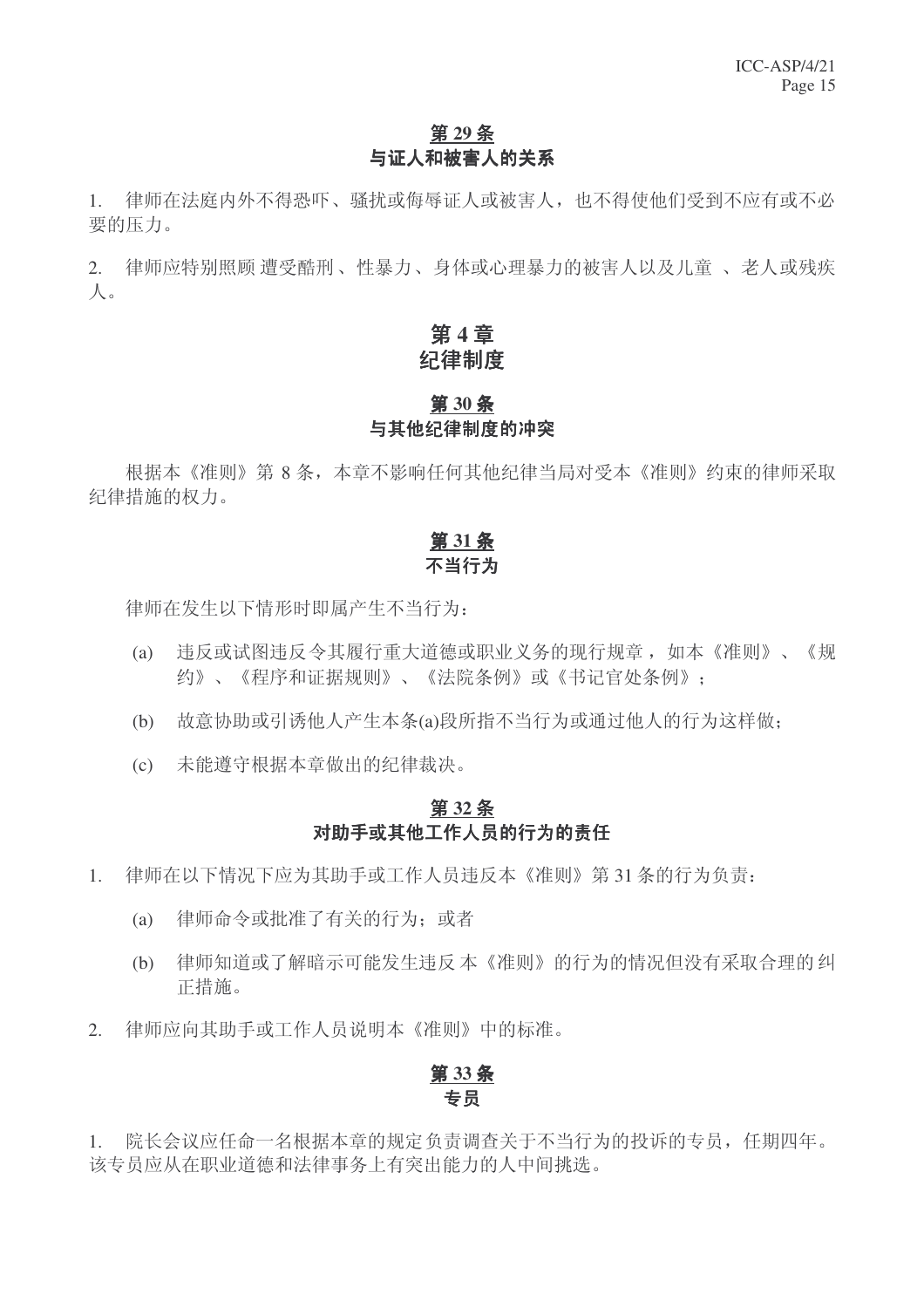## 第 29 条
### 与证人和被害人的关系

1. 律师在法庭内外不得恐吓、骚扰或侮辱证人或被害人，也不得使他们受到不应有或不必要的压力。

2. 律师应特别照顾遭受酷刑、性暴力、身体或心理暴力的被害人以及儿童、老人或残疾人。

# 第 4 章
# 纪律制度

## 第 30 条
### 与其他纪律制度的冲突

根据本《准则》第 8 条，本章不影响任何其他纪律当局对受本《准则》约束的律师采取纪律措施的权力。

## 第 31 条
### 不当行为

律师在发生以下情形时即属产生不当行为：

(a) 违反或试图违反令其履行重大道德或职业义务的现行规章，如本《准则》、《规约》、《程序和证据规则》、《法院条例》或《书记官处条例》；

(b) 故意协助或引诱他人产生本条(a)段所指不当行为或通过他人的行为这样做；

(c) 未能遵守根据本章做出的纪律裁决。

## 第 32 条
### 对助手或其他工作人员的行为的责任

1. 律师在以下情况下应为其助手或工作人员违反本《准则》第 31 条的行为负责：

   (a) 律师命令或批准了有关的行为；或者

   (b) 律师知道或了解暗示可能发生违反本《准则》的行为的情况但没有采取合理的纠正措施。

2. 律师应向其助手或工作人员说明本《准则》中的标准。

## 第 33 条
### 专员

1. 院长会议应任命一名根据本章的规定负责调查关于不当行为的投诉的专员，任期四年。该专员应从在职业道德和法律事务上有突出能力的人中间挑选。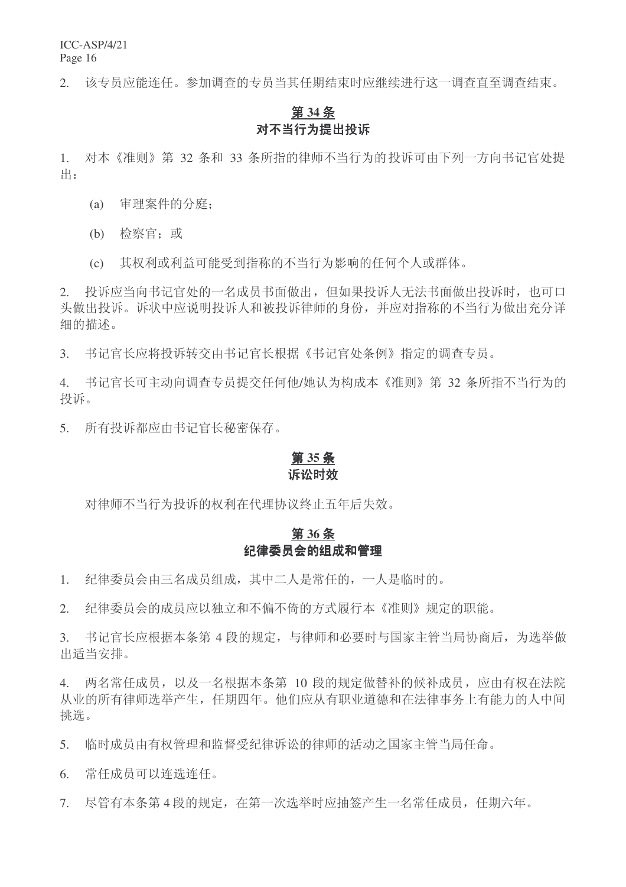2. 该专员应能连任。参加调查的专员当其任期结束时应继续进行这一调查直至调查结束。

## 第 34 条
## 对不当行为提出投诉

1. 对本《准则》第 32 条和 33 条所指的律师不当行为的投诉可由下列一方向书记官处提出：

   (a) 审理案件的分庭；

   (b) 检察官；或

   (c) 其权利或利益可能受到指称的不当行为影响的任何个人或群体。

2. 投诉应当向书记官处的一名成员书面做出，但如果投诉人无法书面做出投诉时，也可口头做出投诉。诉状中应说明投诉人和被投诉律师的身份，并应对指称的不当行为做出充分详细的描述。

3. 书记官长应将投诉转交由书记官长根据《书记官处条例》指定的调查专员。

4. 书记官长可主动向调查专员提交任何他/她认为构成本《准则》第 32 条所指不当行为的投诉。

5. 所有投诉都应由书记官长秘密保存。

## 第 35 条
## 诉讼时效

对律师不当行为投诉的权利在代理协议终止五年后失效。

## 第 36 条
## 纪律委员会的组成和管理

1. 纪律委员会由三名成员组成，其中二人是常任的，一人是临时的。

2. 纪律委员会的成员应以独立和不偏不倚的方式履行本《准则》规定的职能。

3. 书记官长应根据本条第 4 段的规定，与律师和必要时与国家主管当局协商后，为选举做出适当安排。

4. 两名常任成员，以及一名根据本条第 10 段的规定做替补的候补成员，应由有权在法院从业的所有律师选举产生，任期四年。他们应从有职业道德和在法律事务上有能力的人中间挑选。

5. 临时成员由有权管理和监督受纪律诉讼的律师的活动之国家主管当局任命。

6. 常任成员可以连选连任。

7. 尽管有本条第 4 段的规定，在第一次选举时应抽签产生一名常任成员，任期六年。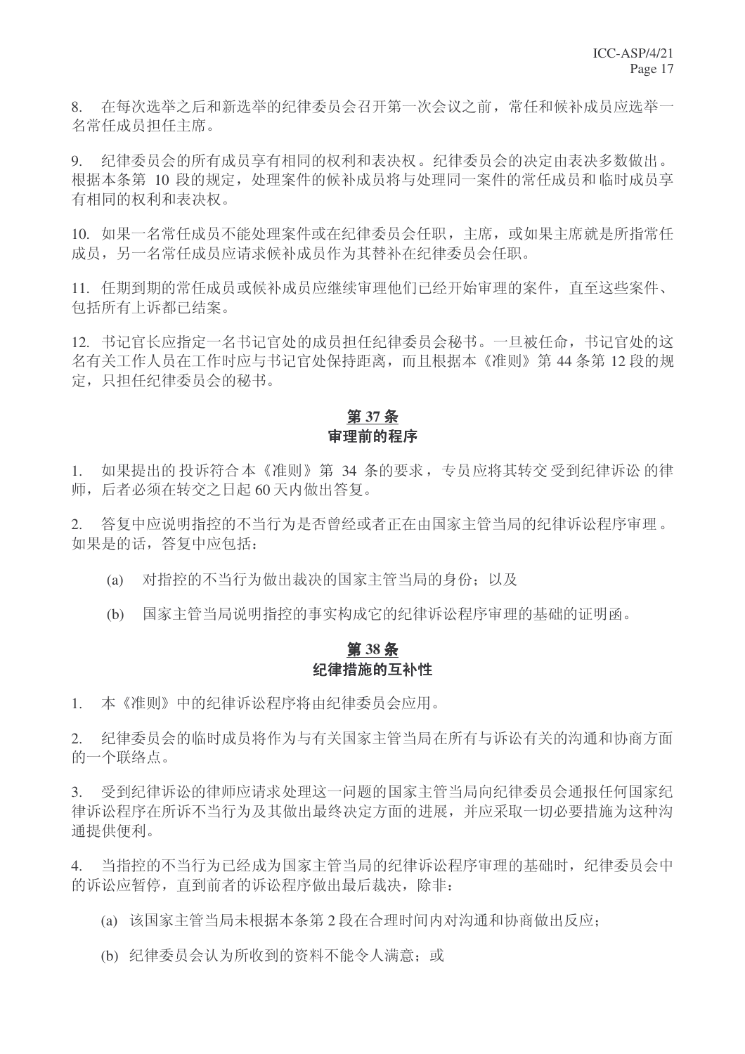8. 在每次选举之后和新选举的纪律委员会召开第一次会议之前，常任和候补成员应选举一名常任成员担任主席。

9. 纪律委员会的所有成员享有相同的权利和表决权。纪律委员会的决定由表决多数做出。根据本条第 10 段的规定，处理案件的候补成员将与处理同一案件的常任成员和临时成员享有相同的权利和表决权。

10. 如果一名常任成员不能处理案件或在纪律委员会任职，主席，或如果主席就是所指常任成员，另一名常任成员应请求候补成员作为其替补在纪律委员会任职。

11. 任期到期的常任成员或候补成员应继续审理他们已经开始审理的案件，直至这些案件、包括所有上诉都已结案。

12. 书记官长应指定一名书记官处的成员担任纪律委员会秘书。一旦被任命，书记官处的这名有关工作人员在工作时应与书记官处保持距离，而且根据本《准则》第 44 条第 12 段的规定，只担任纪律委员会的秘书。

## 第 37 条
## 审理前的程序

1. 如果提出的投诉符合本《准则》第 34 条的要求，专员应将其转交受到纪律诉讼的律师，后者必须在转交之日起 60 天内做出答复。

2. 答复中应说明指控的不当行为是否曾经或者正在由国家主管当局的纪律诉讼程序审理。如果是的话，答复中应包括：

(a) 对指控的不当行为做出裁决的国家主管当局的身份；以及

(b) 国家主管当局说明指控的事实构成它的纪律诉讼程序审理的基础的证明函。

## 第 38 条
## 纪律措施的互补性

1. 本《准则》中的纪律诉讼程序将由纪律委员会应用。

2. 纪律委员会的临时成员将作为与有关国家主管当局在所有与诉讼有关的沟通和协商方面的一个联络点。

3. 受到纪律诉讼的律师应请求处理这一问题的国家主管当局向纪律委员会通报任何国家纪律诉讼程序在所诉不当行为及其做出最终决定方面的进展，并应采取一切必要措施为这种沟通提供便利。

4. 当指控的不当行为已经成为国家主管当局的纪律诉讼程序审理的基础时，纪律委员会中的诉讼应暂停，直到前者的诉讼程序做出最后裁决，除非：

(a) 该国家主管当局未根据本条第 2 段在合理时间内对沟通和协商做出反应；

(b) 纪律委员会认为所收到的资料不能令人满意；或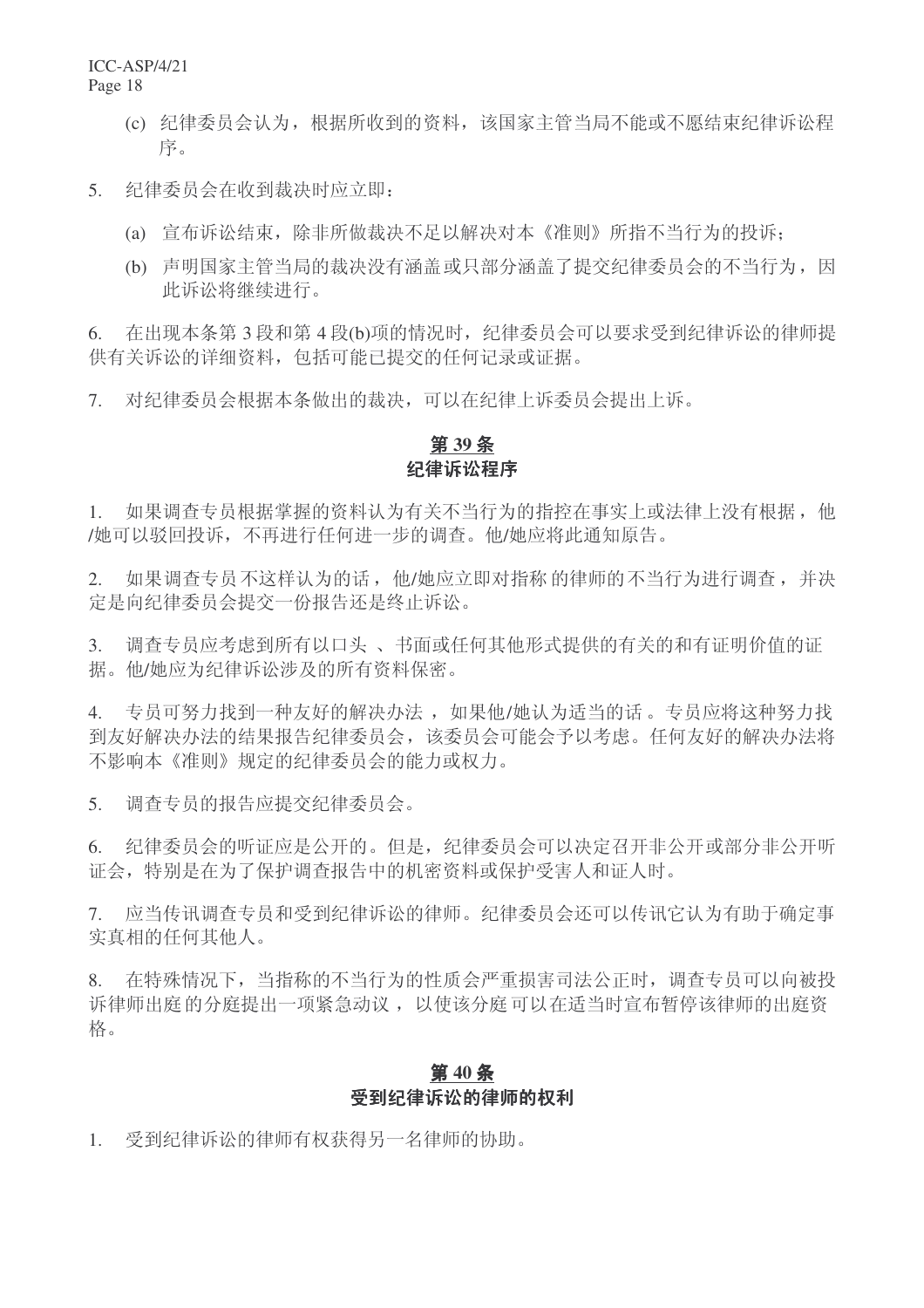(c) 纪律委员会认为，根据所收到的资料，该国家主管当局不能或不愿结束纪律诉讼程序。

5. 纪律委员会在收到裁决时应立即：

   (a) 宣布诉讼结束，除非所做裁决不足以解决对本《准则》所指不当行为的投诉；

   (b) 声明国家主管当局的裁决没有涵盖或只部分涵盖了提交纪律委员会的不当行为，因此诉讼将继续进行。

6. 在出现本条第 3 段和第 4 段(b)项的情况时，纪律委员会可以要求受到纪律诉讼的律师提供有关诉讼的详细资料，包括可能已提交的任何记录或证据。

7. 对纪律委员会根据本条做出的裁决，可以在纪律上诉委员会提出上诉。

## 第 39 条
## 纪律诉讼程序

1. 如果调查专员根据掌握的资料认为有关不当行为的指控在事实上或法律上没有根据，他/她可以驳回投诉，不再进行任何进一步的调查。他/她应将此通知原告。

2. 如果调查专员不这样认为的话，他/她应立即对指称的律师的不当行为进行调查，并决定是向纪律委员会提交一份报告还是终止诉讼。

3. 调查专员应考虑到所有以口头、书面或任何其他形式提供的有关的和有证明价值的证据。他/她应为纪律诉讼涉及的所有资料保密。

4. 专员可努力找到一种友好的解决办法，如果他/她认为适当的话。专员应将这种努力找到友好解决办法的结果报告纪律委员会，该委员会可能会予以考虑。任何友好的解决办法将不影响本《准则》规定的纪律委员会的能力或权力。

5. 调查专员的报告应提交纪律委员会。

6. 纪律委员会的听证应是公开的。但是，纪律委员会可以决定召开非公开或部分非公开听证会，特别是在为了保护调查报告中的机密资料或保护受害人和证人时。

7. 应当传讯调查专员和受到纪律诉讼的律师。纪律委员会还可以传讯它认为有助于确定事实真相的任何其他人。

8. 在特殊情况下，当指称的不当行为的性质会严重损害司法公正时，调查专员可以向被投诉律师出庭的分庭提出一项紧急动议，以使该分庭可以在适当时宣布暂停该律师的出庭资格。

## 第 40 条
## 受到纪律诉讼的律师的权利

1. 受到纪律诉讼的律师有权获得另一名律师的协助。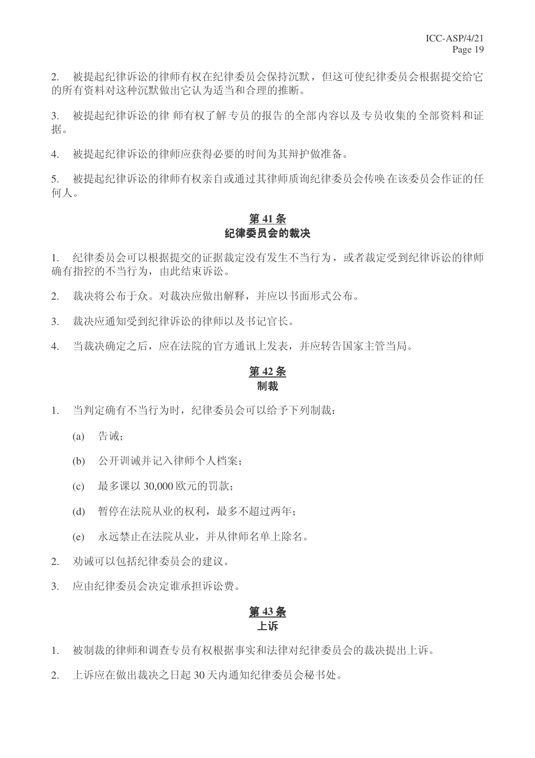2. 被提起纪律诉讼的律师有权在纪律委员会保持沉默，但这可使纪律委员会根据提交给它的所有资料对这种沉默做出它认为适当和合理的推断。

3. 被提起纪律诉讼的律师有权了解专员的报告的全部内容以及专员收集的全部资料和证据。

4. 被提起纪律诉讼的律师应获得必要的时间为其辩护做准备。

5. 被提起纪律诉讼的律师有权亲自或通过其律师质询纪律委员会传唤在该委员会作证的任何人。

## 第 41 条
## 纪律委员会的裁决

1. 纪律委员会可以根据提交的证据裁定没有发生不当行为，或者裁定受到纪律诉讼的律师确有指控的不当行为，由此结束诉讼。

2. 裁决将公布于众。对裁决应做出解释，并应以书面形式公布。

3. 裁决应通知受到纪律诉讼的律师以及书记官长。

4. 当裁决确定之后，应在法院的官方通讯上发表，并应转告国家主管当局。

## 第 42 条
## 制裁

1. 当判定确有不当行为时，纪律委员会可以给予下列制裁：

   (a) 告诫；

   (b) 公开训诫并记入律师个人档案；

   (c) 最多课以 30,000 欧元的罚款；

   (d) 暂停在法院从业的权利，最多不超过两年；

   (e) 永远禁止在法院从业，并从律师名单上除名。

2. 劝诫可以包括纪律委员会的建议。

3. 应由纪律委员会决定谁承担诉讼费。

## 第 43 条
## 上诉

1. 被制裁的律师和调查专员有权根据事实和法律对纪律委员会的裁决提出上诉。

2. 上诉应在做出裁决之日起 30 天内通知纪律委员会秘书处。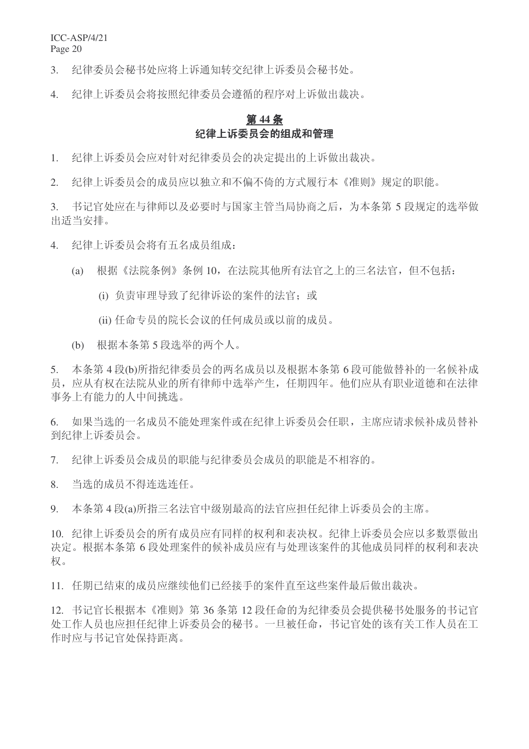3. 纪律委员会秘书处应将上诉通知转交纪律上诉委员会秘书处。

4. 纪律上诉委员会将按照纪律委员会遵循的程序对上诉做出裁决。

## 第 44 条
### 纪律上诉委员会的组成和管理

1. 纪律上诉委员会应对针对纪律委员会的决定提出的上诉做出裁决。

2. 纪律上诉委员会的成员应以独立和不偏不倚的方式履行本《准则》规定的职能。

3. 书记官处应在与律师以及必要时与国家主管当局协商之后，为本条第 5 段规定的选举做出适当安排。

4. 纪律上诉委员会将有五名成员组成：

   (a) 根据《法院条例》条例 10，在法院其他所有法官之上的三名法官，但不包括：

      (i) 负责审理导致了纪律诉讼的案件的法官；或

      (ii) 任命专员的院长会议的任何成员或以前的成员。

   (b) 根据本条第 5 段选举的两个人。

5. 本条第 4 段(b)所指纪律委员会的两名成员以及根据本条第 6 段可能做替补的一名候补成员，应从有权在法院从业的所有律师中选举产生，任期四年。他们应从有职业道德和在法律事务上有能力的人中间挑选。

6. 如果当选的一名成员不能处理案件或在纪律上诉委员会任职，主席应请求候补成员替补到纪律上诉委员会。

7. 纪律上诉委员会成员的职能与纪律委员会成员的职能是不相容的。

8. 当选的成员不得连选连任。

9. 本条第 4 段(a)所指三名法官中级别最高的法官应担任纪律上诉委员会的主席。

10. 纪律上诉委员会的所有成员应有同样的权利和表决权。纪律上诉委员会应以多数票做出决定。根据本条第 6 段处理案件的候补成员应有与处理该案件的其他成员同样的权利和表决权。

11. 任期已结束的成员应继续他们已经接手的案件直至这些案件最后做出裁决。

12. 书记官长根据本《准则》第 36 条第 12 段任命的为纪律委员会提供秘书处服务的书记官处工作人员也应担任纪律上诉委员会的秘书。一旦被任命，书记官处的该有关工作人员在工作时应与书记官处保持距离。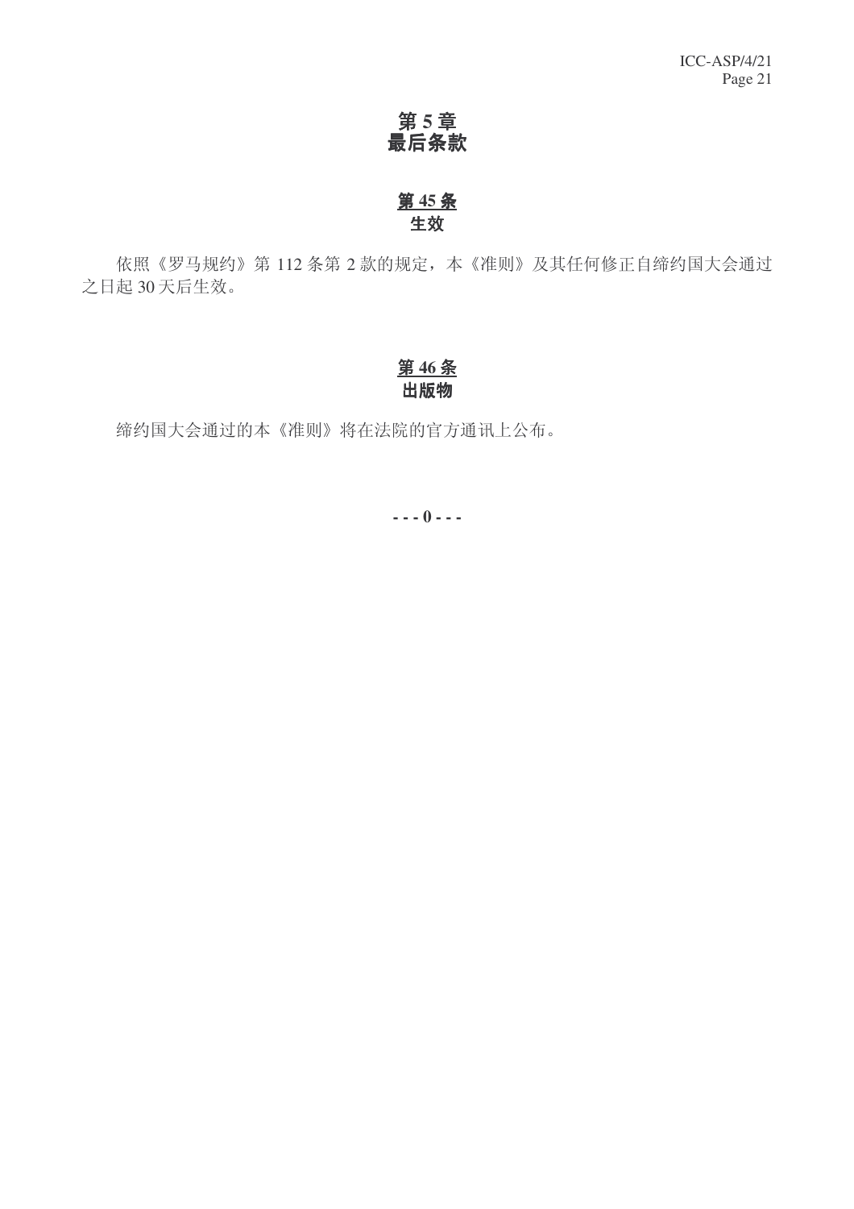# 第 5 章
# 最后条款

## 第 45 条
## 生效

依照《罗马规约》第 112 条第 2 款的规定，本《准则》及其任何修正自缔约国大会通过之日起 30 天后生效。

## 第 46 条
## 出版物

缔约国大会通过的本《准则》将在法院的官方通讯上公布。

**- - - 0 - - -**